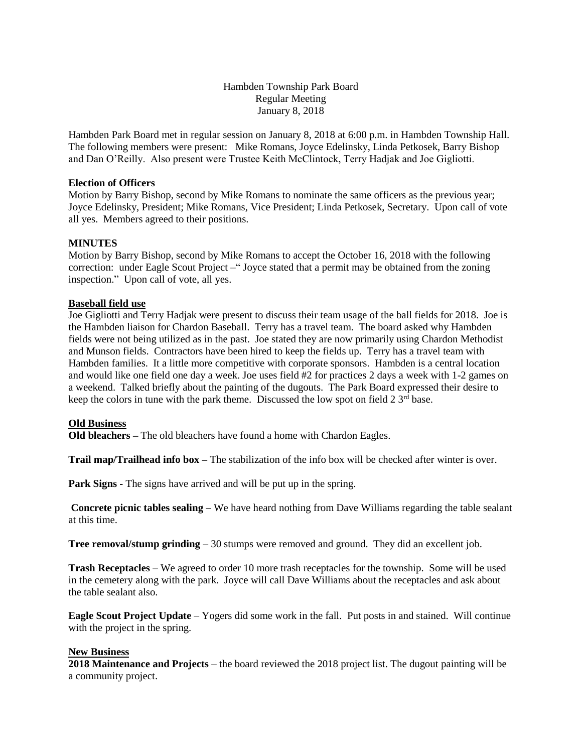Hambden Township Park Board
Regular Meeting
January 8, 2018

Hambden Park Board met in regular session on January 8, 2018 at 6:00 p.m. in Hambden Township Hall. The following members were present: Mike Romans, Joyce Edelinsky, Linda Petkosek, Barry Bishop and Dan O'Reilly. Also present were Trustee Keith McClintock, Terry Hadjak and Joe Gigliotti.

**Election of Officers**
Motion by Barry Bishop, second by Mike Romans to nominate the same officers as the previous year; Joyce Edelinsky, President; Mike Romans, Vice President; Linda Petkosek, Secretary. Upon call of vote all yes. Members agreed to their positions.

**MINUTES**
Motion by Barry Bishop, second by Mike Romans to accept the October 16, 2018 with the following correction: under Eagle Scout Project –" Joyce stated that a permit may be obtained from the zoning inspection." Upon call of vote, all yes.

**Baseball field use**
Joe Gigliotti and Terry Hadjak were present to discuss their team usage of the ball fields for 2018. Joe is the Hambden liaison for Chardon Baseball. Terry has a travel team. The board asked why Hambden fields were not being utilized as in the past. Joe stated they are now primarily using Chardon Methodist and Munson fields. Contractors have been hired to keep the fields up. Terry has a travel team with Hambden families. It a little more competitive with corporate sponsors. Hambden is a central location and would like one field one day a week. Joe uses field #2 for practices 2 days a week with 1-2 games on a weekend. Talked briefly about the painting of the dugouts. The Park Board expressed their desire to keep the colors in tune with the park theme. Discussed the low spot on field 2 3rd base.

**Old Business**
**Old bleachers –** The old bleachers have found a home with Chardon Eagles.

**Trail map/Trailhead info box –** The stabilization of the info box will be checked after winter is over.

**Park Signs -** The signs have arrived and will be put up in the spring.

**Concrete picnic tables sealing –** We have heard nothing from Dave Williams regarding the table sealant at this time.

**Tree removal/stump grinding** – 30 stumps were removed and ground. They did an excellent job.

**Trash Receptacles** – We agreed to order 10 more trash receptacles for the township. Some will be used in the cemetery along with the park. Joyce will call Dave Williams about the receptacles and ask about the table sealant also.

**Eagle Scout Project Update** – Yogers did some work in the fall. Put posts in and stained. Will continue with the project in the spring.

**New Business**
**2018 Maintenance and Projects** – the board reviewed the 2018 project list. The dugout painting will be a community project.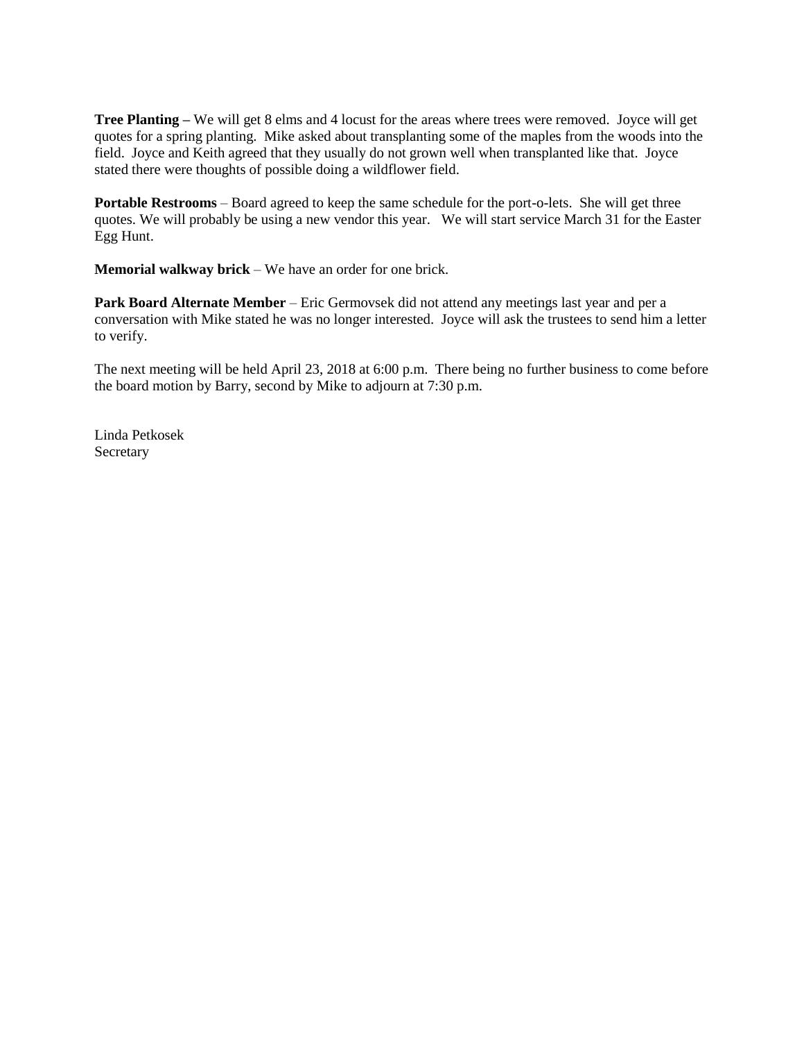**Tree Planting –** We will get 8 elms and 4 locust for the areas where trees were removed. Joyce will get quotes for a spring planting. Mike asked about transplanting some of the maples from the woods into the field. Joyce and Keith agreed that they usually do not grown well when transplanted like that. Joyce stated there were thoughts of possible doing a wildflower field.

**Portable Restrooms** – Board agreed to keep the same schedule for the port-o-lets. She will get three quotes. We will probably be using a new vendor this year. We will start service March 31 for the Easter Egg Hunt.

**Memorial walkway brick** – We have an order for one brick.

**Park Board Alternate Member** – Eric Germovsek did not attend any meetings last year and per a conversation with Mike stated he was no longer interested. Joyce will ask the trustees to send him a letter to verify.

The next meeting will be held April 23, 2018 at 6:00 p.m. There being no further business to come before the board motion by Barry, second by Mike to adjourn at 7:30 p.m.

Linda Petkosek
Secretary